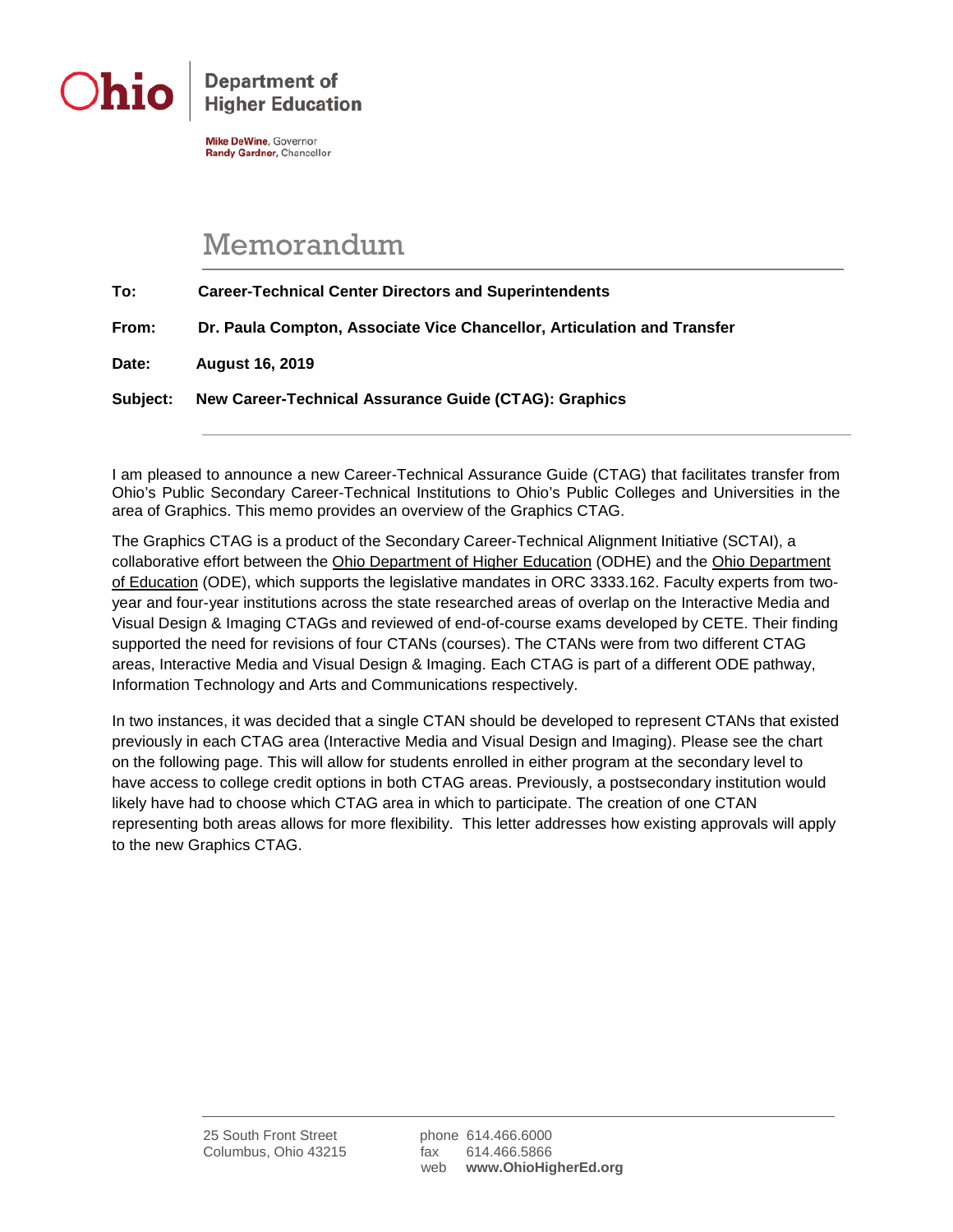**Ohio** | Department of Higher Education

**Mike DeWine**, Governor
**Randy Gardner**, Chancellor

# Memorandum

**To:** **Career-Technical Center Directors and Superintendents**

**From:** **Dr. Paula Compton, Associate Vice Chancellor, Articulation and Transfer**

**Date:** **August 16, 2019**

**Subject:** **New Career-Technical Assurance Guide (CTAG): Graphics**

---

I am pleased to announce a new Career-Technical Assurance Guide (CTAG) that facilitates transfer from Ohio's Public Secondary Career-Technical Institutions to Ohio's Public Colleges and Universities in the area of Graphics. This memo provides an overview of the Graphics CTAG.

The Graphics CTAG is a product of the Secondary Career-Technical Alignment Initiative (SCTAI), a collaborative effort between the Ohio Department of Higher Education (ODHE) and the Ohio Department of Education (ODE), which supports the legislative mandates in ORC 3333.162. Faculty experts from two-year and four-year institutions across the state researched areas of overlap on the Interactive Media and Visual Design & Imaging CTAGs and reviewed of end-of-course exams developed by CETE. Their finding supported the need for revisions of four CTANs (courses). The CTANs were from two different CTAG areas, Interactive Media and Visual Design & Imaging. Each CTAG is part of a different ODE pathway, Information Technology and Arts and Communications respectively.

In two instances, it was decided that a single CTAN should be developed to represent CTANs that existed previously in each CTAG area (Interactive Media and Visual Design and Imaging). Please see the chart on the following page. This will allow for students enrolled in either program at the secondary level to have access to college credit options in both CTAG areas. Previously, a postsecondary institution would likely have had to choose which CTAG area in which to participate. The creation of one CTAN representing both areas allows for more flexibility. This letter addresses how existing approvals will apply to the new Graphics CTAG.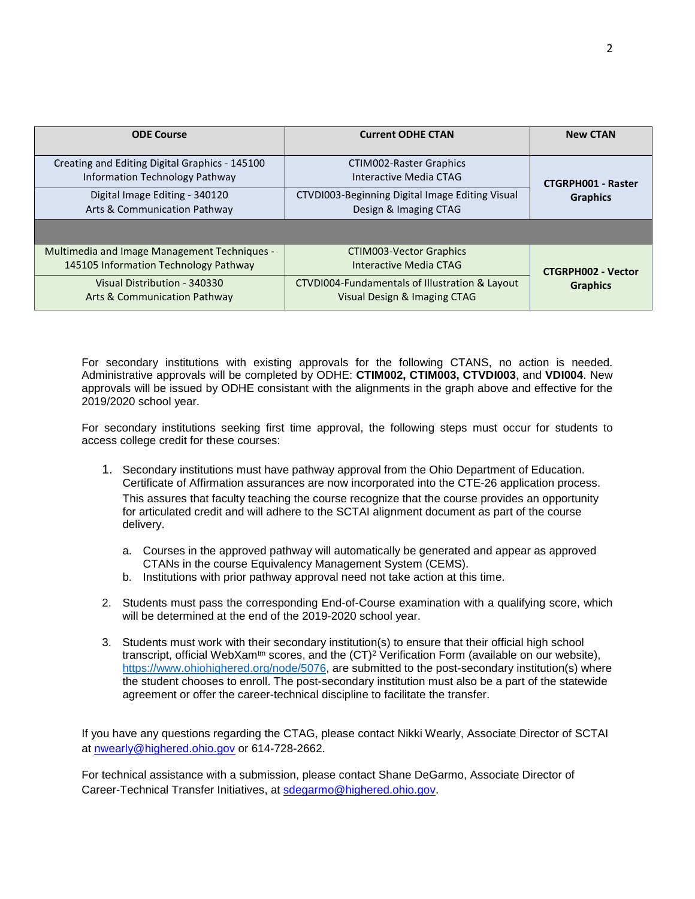| ODE Course | Current ODHE CTAN | New CTAN |
|---|---|---|
| Creating and Editing Digital Graphics - 145100 Information Technology Pathway | CTIM002-Raster Graphics Interactive Media CTAG | **CTGRPH001 - Raster Graphics** |
| Digital Image Editing - 340120 Arts & Communication Pathway | CTVDI003-Beginning Digital Image Editing Visual Design & Imaging CTAG | |
| | | |
| Multimedia and Image Management Techniques - 145105 Information Technology Pathway | CTIM003-Vector Graphics Interactive Media CTAG | **CTGRPH002 - Vector Graphics** |
| Visual Distribution - 340330 Arts & Communication Pathway | CTVDI004-Fundamentals of Illustration & Layout Visual Design & Imaging CTAG | |

For secondary institutions with existing approvals for the following CTANS, no action is needed. Administrative approvals will be completed by ODHE: **CTIM002, CTIM003, CTVDI003**, and **VDI004**. New approvals will be issued by ODHE consistant with the alignments in the graph above and effective for the 2019/2020 school year.

For secondary institutions seeking first time approval, the following steps must occur for students to access college credit for these courses:

1. Secondary institutions must have pathway approval from the Ohio Department of Education. Certificate of Affirmation assurances are now incorporated into the CTE-26 application process. This assures that faculty teaching the course recognize that the course provides an opportunity for articulated credit and will adhere to the SCTAI alignment document as part of the course delivery.

   a. Courses in the approved pathway will automatically be generated and appear as approved CTANs in the course Equivalency Management System (CEMS).
   b. Institutions with prior pathway approval need not take action at this time.

2. Students must pass the corresponding End-of-Course examination with a qualifying score, which will be determined at the end of the 2019-2020 school year.

3. Students must work with their secondary institution(s) to ensure that their official high school transcript, official WebXam[tm] scores, and the (CT)[2] Verification Form (available on our website), https://www.ohiohighered.org/node/5076, are submitted to the post-secondary institution(s) where the student chooses to enroll. The post-secondary institution must also be a part of the statewide agreement or offer the career-technical discipline to facilitate the transfer.

If you have any questions regarding the CTAG, please contact Nikki Wearly, Associate Director of SCTAI at nwearly@highered.ohio.gov or 614-728-2662.

For technical assistance with a submission, please contact Shane DeGarmo, Associate Director of Career-Technical Transfer Initiatives, at sdegarmo@highered.ohio.gov.